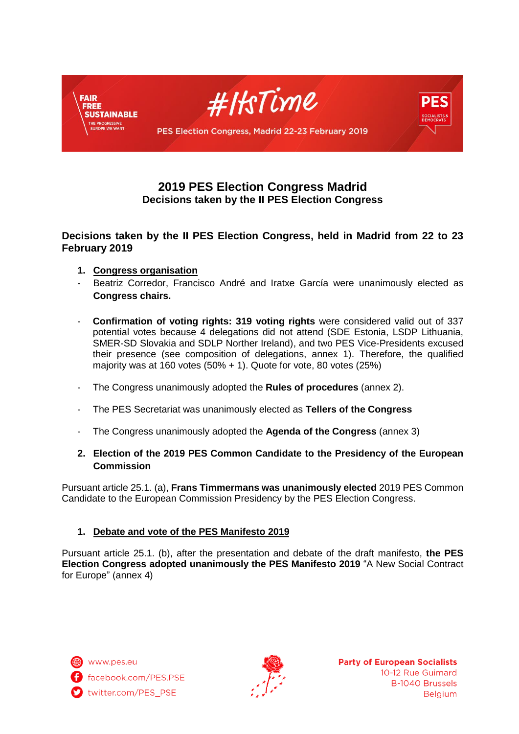# 2019 PES Election Congress Madrid

## Decisions taken by the II PES Election Congress

**Decisions taken by the II PES Election Congress, held in Madrid from 22 to 23 February 2019**

1. **Congress organisation**

- Beatriz Corredor, Francisco André and Iratxe García were unanimously elected as **Congress chairs.**

- **Confirmation of voting rights: 319 voting rights** were considered valid out of 337 potential votes because 4 delegations did not attend (SDE Estonia, LSDP Lithuania, SMER-SD Slovakia and SDLP Norther Ireland), and two PES Vice-Presidents excused their presence (see composition of delegations, annex 1). Therefore, the qualified majority was at 160 votes (50% + 1). Quote for vote, 80 votes (25%)

- The Congress unanimously adopted the **Rules of procedures** (annex 2).

- The PES Secretariat was unanimously elected as **Tellers of the Congress**

- The Congress unanimously adopted the **Agenda of the Congress** (annex 3)

2. **Election of the 2019 PES Common Candidate to the Presidency of the European Commission**

Pursuant article 25.1. (a), **Frans Timmermans was unanimously elected** 2019 PES Common Candidate to the European Commission Presidency by the PES Election Congress.

1. **Debate and vote of the PES Manifesto 2019**

Pursuant article 25.1. (b), after the presentation and debate of the draft manifesto, **the PES Election Congress adopted unanimously the PES Manifesto 2019** "A New Social Contract for Europe" (annex 4)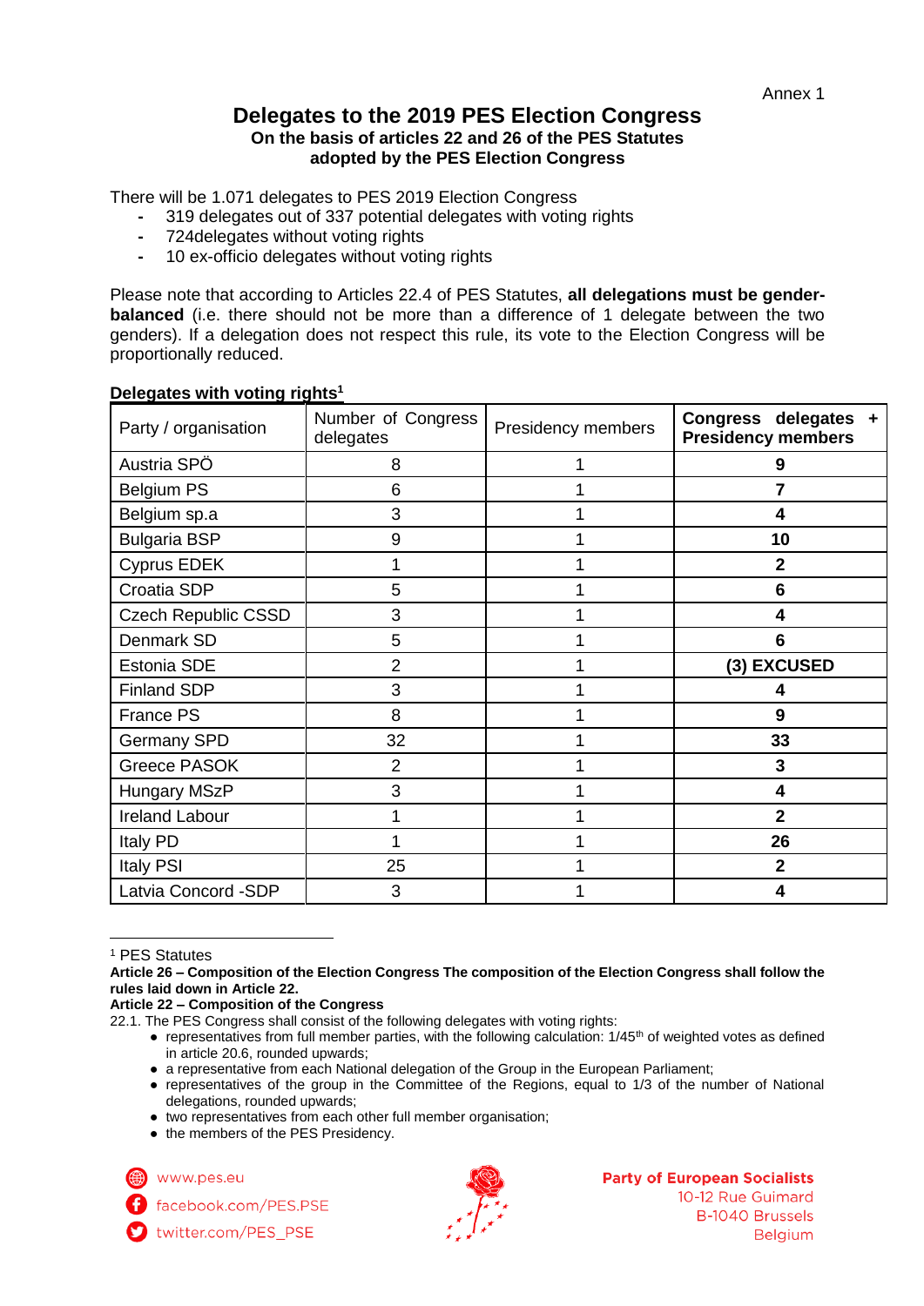Annex 1

# Delegates to the 2019 PES Election Congress

**On the basis of articles 22 and 26 of the PES Statutes adopted by the PES Election Congress**

There will be 1.071 delegates to PES 2019 Election Congress

- 319 delegates out of 337 potential delegates with voting rights
- 724delegates without voting rights
- 10 ex-officio delegates without voting rights

Please note that according to Articles 22.4 of PES Statutes, **all delegations must be gender-balanced** (i.e. there should not be more than a difference of 1 delegate between the two genders). If a delegation does not respect this rule, its vote to the Election Congress will be proportionally reduced.

**Delegates with voting rights[1]**

| Party / organisation | Number of Congress delegates | Presidency members | **Congress delegates + Presidency members** |
|---|---|---|---|
| Austria SPÖ | 8 | 1 | **9** |
| Belgium PS | 6 | 1 | **7** |
| Belgium sp.a | 3 | 1 | **4** |
| Bulgaria BSP | 9 | 1 | **10** |
| Cyprus EDEK | 1 | 1 | **2** |
| Croatia SDP | 5 | 1 | **6** |
| Czech Republic CSSD | 3 | 1 | **4** |
| Denmark SD | 5 | 1 | **6** |
| Estonia SDE | 2 | 1 | **(3) EXCUSED** |
| Finland SDP | 3 | 1 | **4** |
| France PS | 8 | 1 | **9** |
| Germany SPD | 32 | 1 | **33** |
| Greece PASOK | 2 | 1 | **3** |
| Hungary MSzP | 3 | 1 | **4** |
| Ireland Labour | 1 | 1 | **2** |
| Italy PD | 1 | 1 | **26** |
| Italy PSI | 25 | 1 | **2** |
| Latvia Concord -SDP | 3 | 1 | **4** |

[1] PES Statutes

**Article 26 – Composition of the Election Congress The composition of the Election Congress shall follow the rules laid down in Article 22.**

**Article 22 – Composition of the Congress**

22.1. The PES Congress shall consist of the following delegates with voting rights:

- representatives from full member parties, with the following calculation: 1/45th of weighted votes as defined in article 20.6, rounded upwards;
- a representative from each National delegation of the Group in the European Parliament;
- representatives of the group in the Committee of the Regions, equal to 1/3 of the number of National delegations, rounded upwards;
- two representatives from each other full member organisation;
- the members of the PES Presidency.

www.pes.eu
facebook.com/PES.PSE
twitter.com/PES_PSE

Party of European Socialists
10-12 Rue Guimard
B-1040 Brussels
Belgium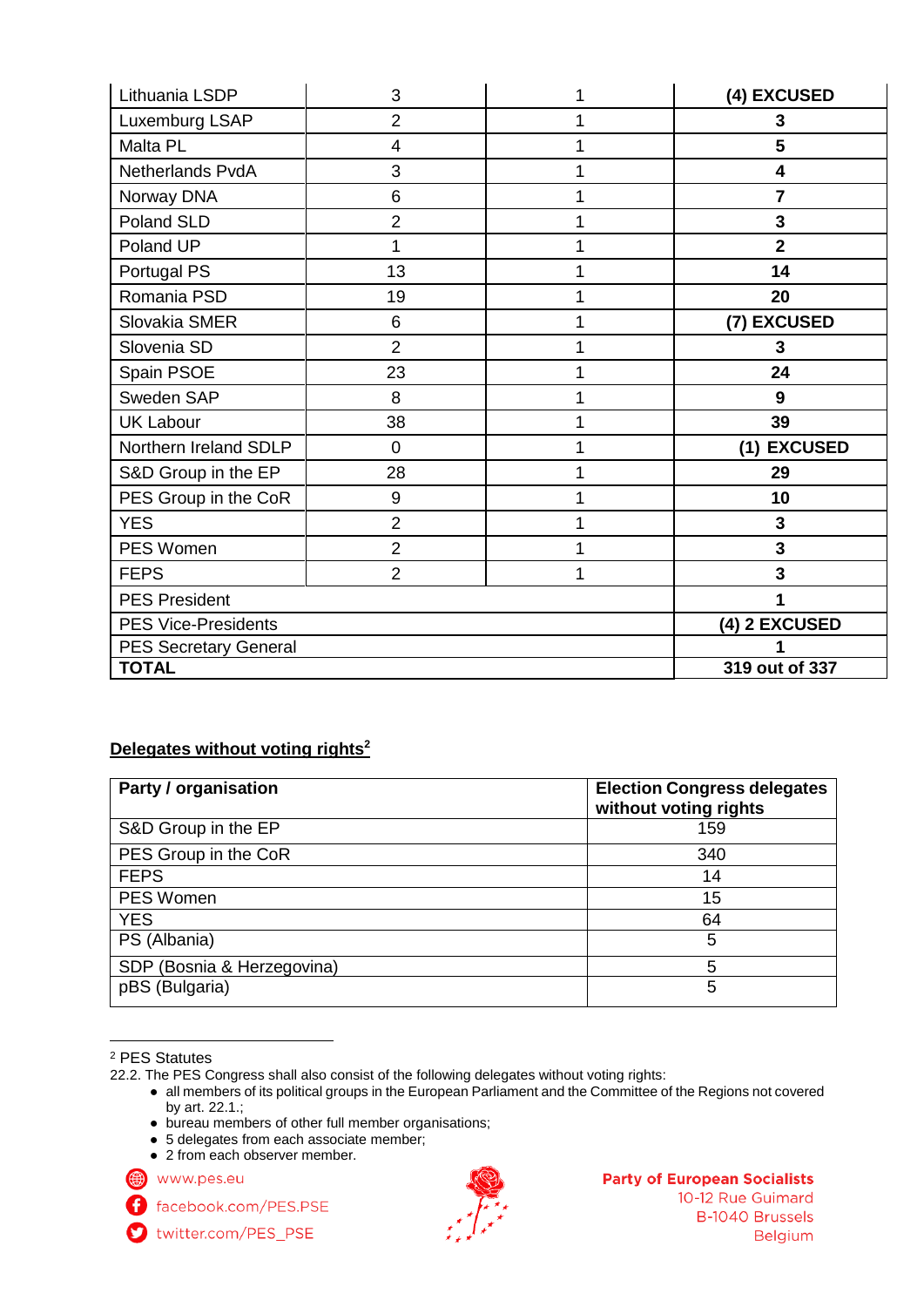| | | | |
|---|---|---|---|
| Lithuania LSDP | 3 | 1 | **(4) EXCUSED** |
| Luxemburg LSAP | 2 | 1 | **3** |
| Malta PL | 4 | 1 | **5** |
| Netherlands PvdA | 3 | 1 | **4** |
| Norway DNA | 6 | 1 | **7** |
| Poland SLD | 2 | 1 | **3** |
| Poland UP | 1 | 1 | **2** |
| Portugal PS | 13 | 1 | **14** |
| Romania PSD | 19 | 1 | **20** |
| Slovakia SMER | 6 | 1 | **(7) EXCUSED** |
| Slovenia SD | 2 | 1 | **3** |
| Spain PSOE | 23 | 1 | **24** |
| Sweden SAP | 8 | 1 | **9** |
| UK Labour | 38 | 1 | **39** |
| Northern Ireland SDLP | 0 | 1 | **(1) EXCUSED** |
| S&D Group in the EP | 28 | 1 | **29** |
| PES Group in the CoR | 9 | 1 | **10** |
| YES | 2 | 1 | **3** |
| PES Women | 2 | 1 | **3** |
| FEPS | 2 | 1 | **3** |
| PES President | | | **1** |
| PES Vice-Presidents | | | **(4) 2 EXCUSED** |
| PES Secretary General | | | **1** |
| **TOTAL** | | | **319 out of 337** |

**Delegates without voting rights**[2]

| **Party / organisation** | **Election Congress delegates without voting rights** |
|---|---|
| S&D Group in the EP | 159 |
| PES Group in the CoR | 340 |
| FEPS | 14 |
| PES Women | 15 |
| YES | 64 |
| PS (Albania) | 5 |
| SDP (Bosnia & Herzegovina) | 5 |
| pBS (Bulgaria) | 5 |

[2] PES Statutes
22.2. The PES Congress shall also consist of the following delegates without voting rights:
- all members of its political groups in the European Parliament and the Committee of the Regions not covered by art. 22.1.;
- bureau members of other full member organisations;
- 5 delegates from each associate member;
- 2 from each observer member.

www.pes.eu
facebook.com/PES.PSE
twitter.com/PES_PSE

**Party of European Socialists**
10-12 Rue Guimard
B-1040 Brussels
Belgium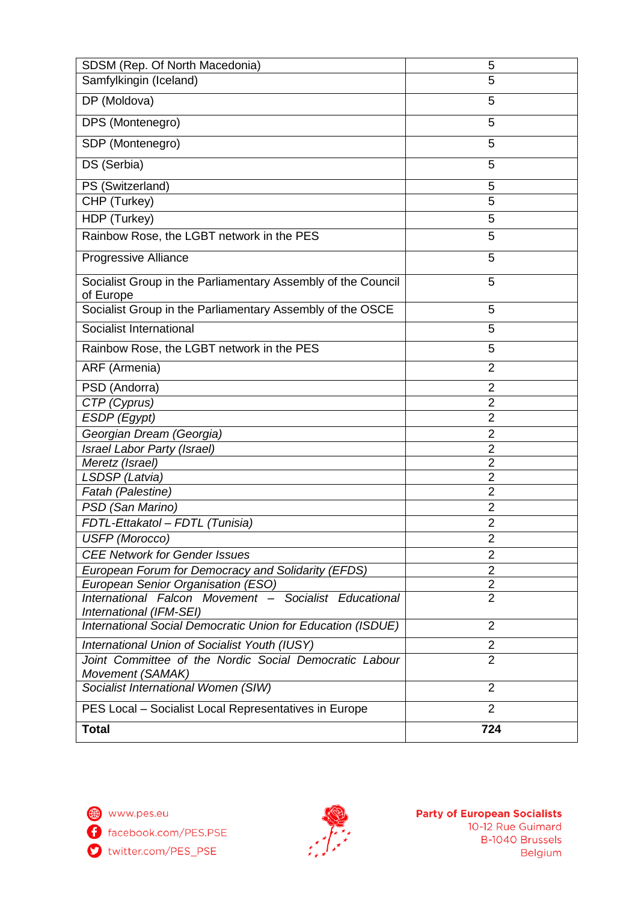| | |
|---|---|
| SDSM (Rep. Of North Macedonia) | 5 |
| Samfylkingin (Iceland) | 5 |
| DP (Moldova) | 5 |
| DPS (Montenegro) | 5 |
| SDP (Montenegro) | 5 |
| DS (Serbia) | 5 |
| PS (Switzerland) | 5 |
| CHP (Turkey) | 5 |
| HDP (Turkey) | 5 |
| Rainbow Rose, the LGBT network in the PES | 5 |
| Progressive Alliance | 5 |
| Socialist Group in the Parliamentary Assembly of the Council of Europe | 5 |
| Socialist Group in the Parliamentary Assembly of the OSCE | 5 |
| Socialist International | 5 |
| Rainbow Rose, the LGBT network in the PES | 5 |
| ARF (Armenia) | 2 |
| PSD (Andorra) | 2 |
| *CTP (Cyprus)* | 2 |
| *ESDP (Egypt)* | 2 |
| *Georgian Dream (Georgia)* | 2 |
| *Israel Labor Party (Israel)* | 2 |
| *Meretz (Israel)* | 2 |
| *LSDSP (Latvia)* | 2 |
| *Fatah (Palestine)* | 2 |
| *PSD (San Marino)* | 2 |
| *FDTL-Ettakatol – FDTL (Tunisia)* | 2 |
| *USFP (Morocco)* | 2 |
| *CEE Network for Gender Issues* | 2 |
| *European Forum for Democracy and Solidarity (EFDS)* | 2 |
| *European Senior Organisation (ESO)* | 2 |
| *International Falcon Movement – Socialist Educational International (IFM-SEI)* | 2 |
| *International Social Democratic Union for Education (ISDUE)* | 2 |
| *International Union of Socialist Youth (IUSY)* | 2 |
| *Joint Committee of the Nordic Social Democratic Labour Movement (SAMAK)* | 2 |
| *Socialist International Women (SIW)* | 2 |
| PES Local – Socialist Local Representatives in Europe | 2 |
| **Total** | **724** |

www.pes.eu
facebook.com/PES.PSE
twitter.com/PES_PSE

**Party of European Socialists**
10-12 Rue Guimard
B-1040 Brussels
Belgium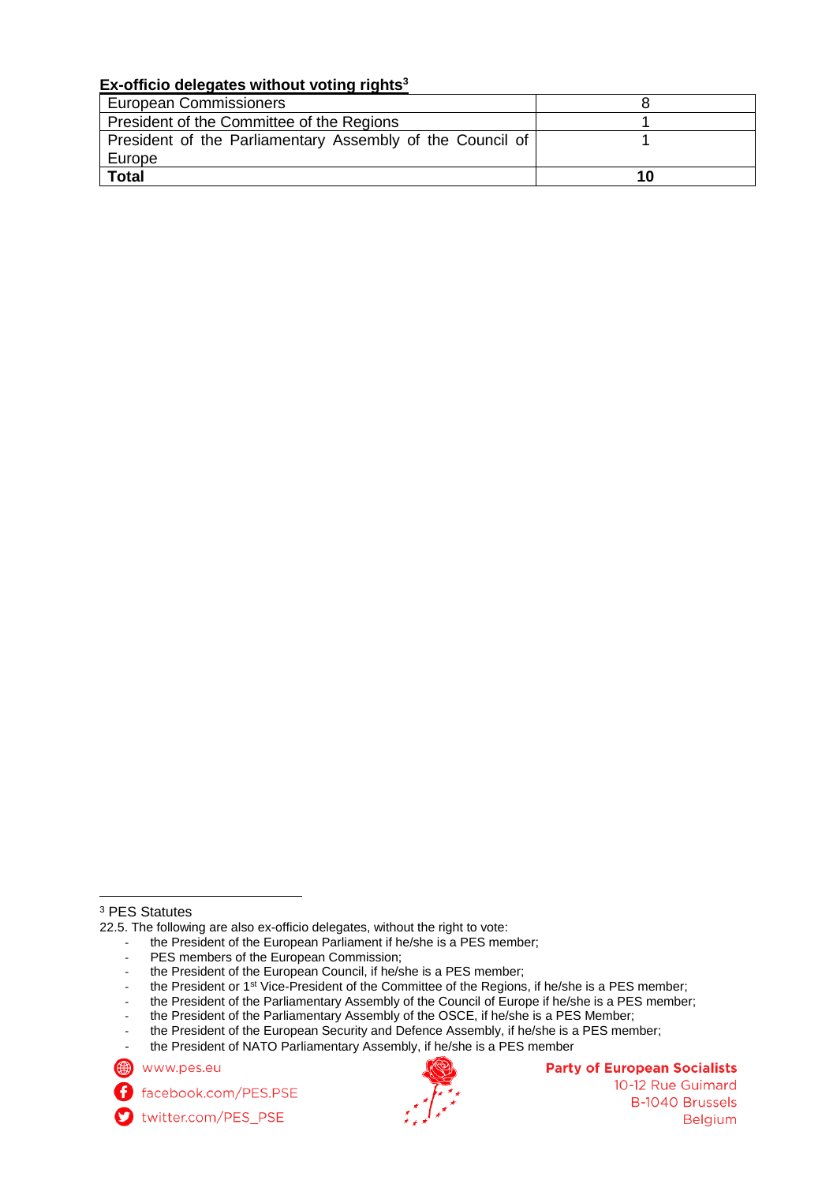**Ex-officio delegates without voting rights**[3]

| European Commissioners | 8 |
|---|---|
| President of the Committee of the Regions | 1 |
| President of the Parliamentary Assembly of the Council of Europe | 1 |
| **Total** | **10** |

[3] PES Statutes

22.5. The following are also ex-officio delegates, without the right to vote:

- the President of the European Parliament if he/she is a PES member;
- PES members of the European Commission;
- the President of the European Council, if he/she is a PES member;
- the President or 1st Vice-President of the Committee of the Regions, if he/she is a PES member;
- the President of the Parliamentary Assembly of the Council of Europe if he/she is a PES member;
- the President of the Parliamentary Assembly of the OSCE, if he/she is a PES Member;
- the President of the European Security and Defence Assembly, if he/she is a PES member;
- the President of NATO Parliamentary Assembly, if he/she is a PES member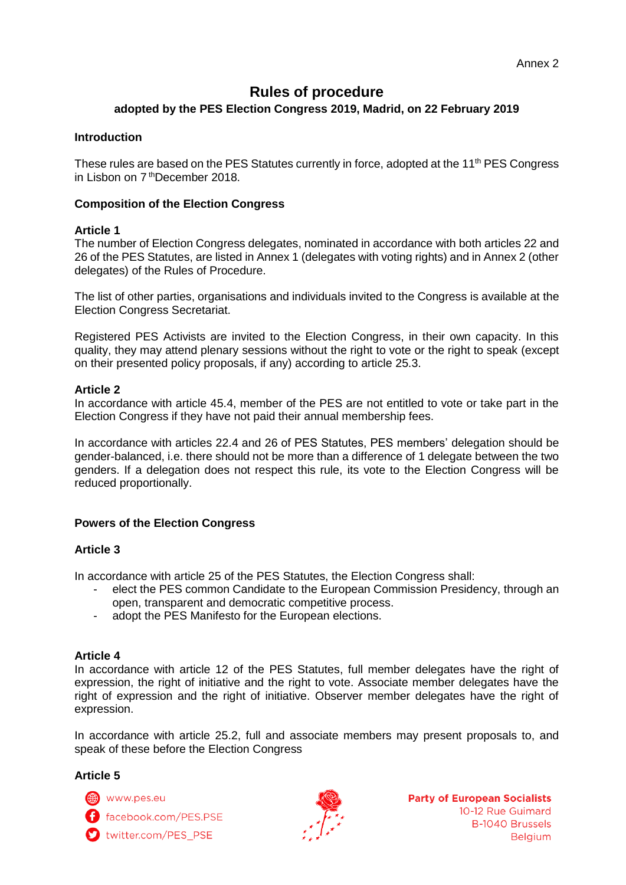Annex 2

# Rules of procedure

### adopted by the PES Election Congress 2019, Madrid, on 22 February 2019

**Introduction**

These rules are based on the PES Statutes currently in force, adopted at the 11th PES Congress in Lisbon on 7th December 2018.

**Composition of the Election Congress**

**Article 1**

The number of Election Congress delegates, nominated in accordance with both articles 22 and 26 of the PES Statutes, are listed in Annex 1 (delegates with voting rights) and in Annex 2 (other delegates) of the Rules of Procedure.

The list of other parties, organisations and individuals invited to the Congress is available at the Election Congress Secretariat.

Registered PES Activists are invited to the Election Congress, in their own capacity. In this quality, they may attend plenary sessions without the right to vote or the right to speak (except on their presented policy proposals, if any) according to article 25.3.

**Article 2**

In accordance with article 45.4, member of the PES are not entitled to vote or take part in the Election Congress if they have not paid their annual membership fees.

In accordance with articles 22.4 and 26 of PES Statutes, PES members' delegation should be gender-balanced, i.e. there should not be more than a difference of 1 delegate between the two genders. If a delegation does not respect this rule, its vote to the Election Congress will be reduced proportionally.

**Powers of the Election Congress**

**Article 3**

In accordance with article 25 of the PES Statutes, the Election Congress shall:

- elect the PES common Candidate to the European Commission Presidency, through an open, transparent and democratic competitive process.
- adopt the PES Manifesto for the European elections.

**Article 4**

In accordance with article 12 of the PES Statutes, full member delegates have the right of expression, the right of initiative and the right to vote. Associate member delegates have the right of expression and the right of initiative. Observer member delegates have the right of expression.

In accordance with article 25.2, full and associate members may present proposals to, and speak of these before the Election Congress

**Article 5**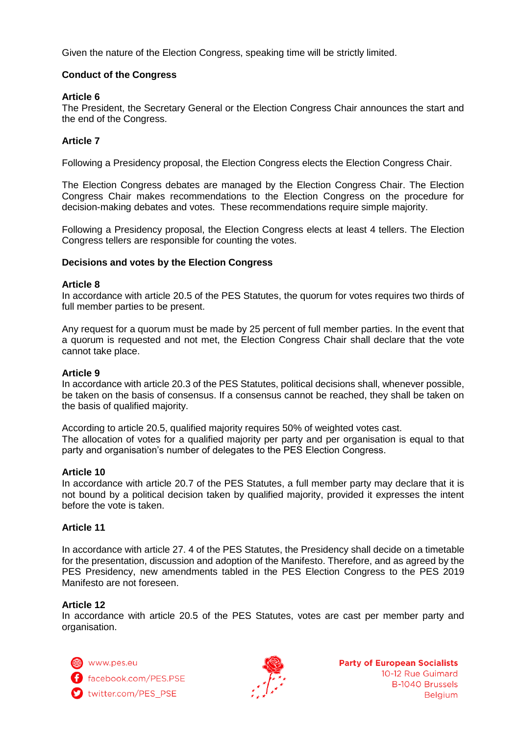Given the nature of the Election Congress, speaking time will be strictly limited.

**Conduct of the Congress**

**Article 6**
The President, the Secretary General or the Election Congress Chair announces the start and the end of the Congress.

**Article 7**

Following a Presidency proposal, the Election Congress elects the Election Congress Chair.

The Election Congress debates are managed by the Election Congress Chair. The Election Congress Chair makes recommendations to the Election Congress on the procedure for decision-making debates and votes. These recommendations require simple majority.

Following a Presidency proposal, the Election Congress elects at least 4 tellers. The Election Congress tellers are responsible for counting the votes.

**Decisions and votes by the Election Congress**

**Article 8**
In accordance with article 20.5 of the PES Statutes, the quorum for votes requires two thirds of full member parties to be present.

Any request for a quorum must be made by 25 percent of full member parties. In the event that a quorum is requested and not met, the Election Congress Chair shall declare that the vote cannot take place.

**Article 9**
In accordance with article 20.3 of the PES Statutes, political decisions shall, whenever possible, be taken on the basis of consensus. If a consensus cannot be reached, they shall be taken on the basis of qualified majority.

According to article 20.5, qualified majority requires 50% of weighted votes cast.
The allocation of votes for a qualified majority per party and per organisation is equal to that party and organisation's number of delegates to the PES Election Congress.

**Article 10**
In accordance with article 20.7 of the PES Statutes, a full member party may declare that it is not bound by a political decision taken by qualified majority, provided it expresses the intent before the vote is taken.

**Article 11**

In accordance with article 27. 4 of the PES Statutes, the Presidency shall decide on a timetable for the presentation, discussion and adoption of the Manifesto. Therefore, and as agreed by the PES Presidency, new amendments tabled in the PES Election Congress to the PES 2019 Manifesto are not foreseen.

**Article 12**
In accordance with article 20.5 of the PES Statutes, votes are cast per member party and organisation.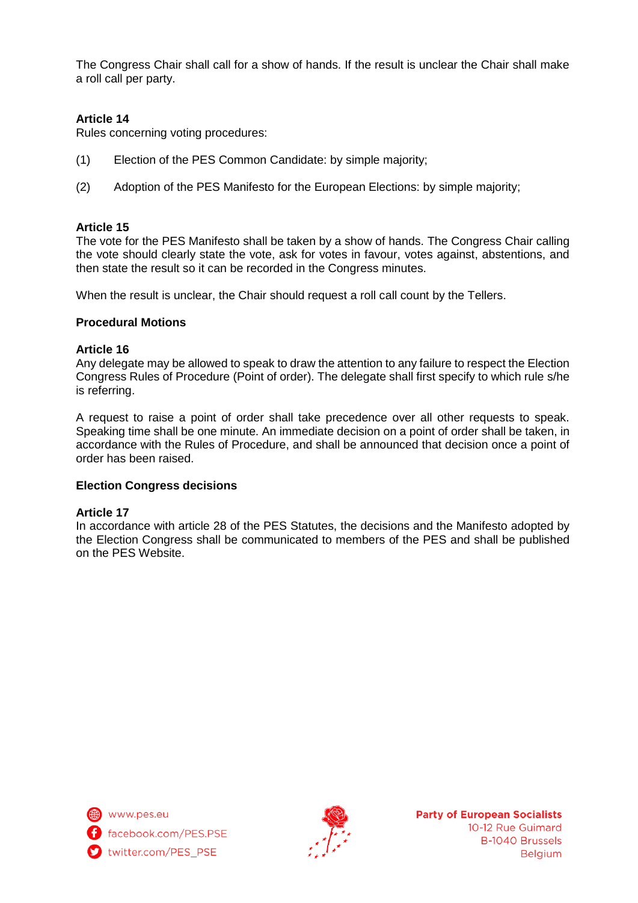The Congress Chair shall call for a show of hands. If the result is unclear the Chair shall make a roll call per party.

**Article 14**
Rules concerning voting procedures:

(1) Election of the PES Common Candidate: by simple majority;

(2) Adoption of the PES Manifesto for the European Elections: by simple majority;

**Article 15**
The vote for the PES Manifesto shall be taken by a show of hands. The Congress Chair calling the vote should clearly state the vote, ask for votes in favour, votes against, abstentions, and then state the result so it can be recorded in the Congress minutes.

When the result is unclear, the Chair should request a roll call count by the Tellers.

**Procedural Motions**

**Article 16**
Any delegate may be allowed to speak to draw the attention to any failure to respect the Election Congress Rules of Procedure (Point of order). The delegate shall first specify to which rule s/he is referring.

A request to raise a point of order shall take precedence over all other requests to speak. Speaking time shall be one minute. An immediate decision on a point of order shall be taken, in accordance with the Rules of Procedure, and shall be announced that decision once a point of order has been raised.

**Election Congress decisions**

**Article 17**
In accordance with article 28 of the PES Statutes, the decisions and the Manifesto adopted by the Election Congress shall be communicated to members of the PES and shall be published on the PES Website.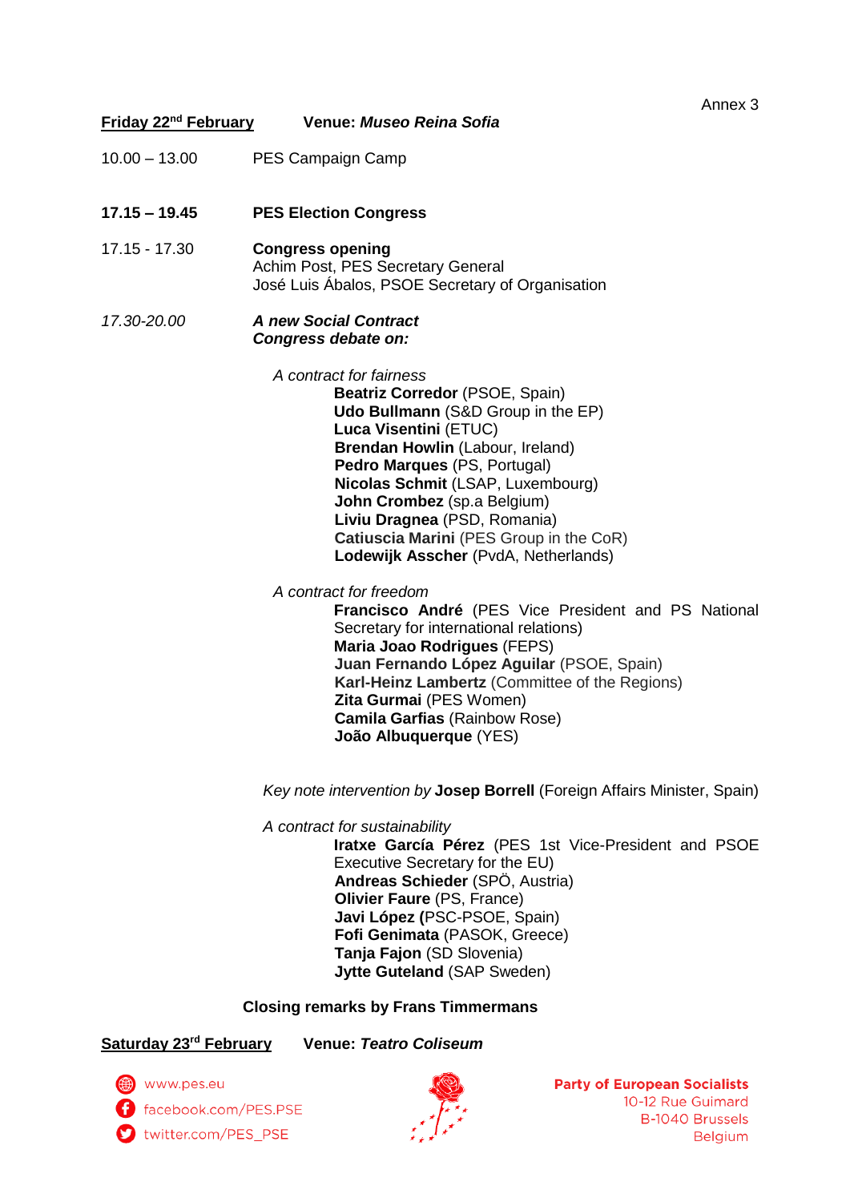Annex 3

**Friday 22nd February** **Venue: *Museo Reina Sofia***

10.00 – 13.00 PES Campaign Camp

**17.15 – 19.45** **PES Election Congress**

17.15 - 17.30 **Congress opening**
Achim Post, PES Secretary General
José Luis Ábalos, PSOE Secretary of Organisation

*17.30-20.00* ***A new Social Contract***
***Congress debate on:***

*A contract for fairness*

**Beatriz Corredor** (PSOE, Spain)
**Udo Bullmann** (S&D Group in the EP)
**Luca Visentini** (ETUC)
**Brendan Howlin** (Labour, Ireland)
**Pedro Marques** (PS, Portugal)
**Nicolas Schmit** (LSAP, Luxembourg)
**John Crombez** (sp.a Belgium)
**Liviu Dragnea** (PSD, Romania)
**Catiuscia Marini** (PES Group in the CoR)
**Lodewijk Asscher** (PvdA, Netherlands)

*A contract for freedom*

**Francisco André** (PES Vice President and PS National Secretary for international relations)
**Maria Joao Rodrigues** (FEPS)
**Juan Fernando López Aguilar** (PSOE, Spain)
**Karl-Heinz Lambertz** (Committee of the Regions)
**Zita Gurmai** (PES Women)
**Camila Garfias** (Rainbow Rose)
**João Albuquerque** (YES)

*Key note intervention by* **Josep Borrell** (Foreign Affairs Minister, Spain)

*A contract for sustainability*

**Iratxe García Pérez** (PES 1st Vice-President and PSOE Executive Secretary for the EU)
**Andreas Schieder** (SPÖ, Austria)
**Olivier Faure** (PS, France)
**Javi López (**PSC-PSOE, Spain)
**Fofi Genimata** (PASOK, Greece)
**Tanja Fajon** (SD Slovenia)
**Jytte Guteland** (SAP Sweden)

**Closing remarks by Frans Timmermans**

**Saturday 23rd February** **Venue: *Teatro Coliseum***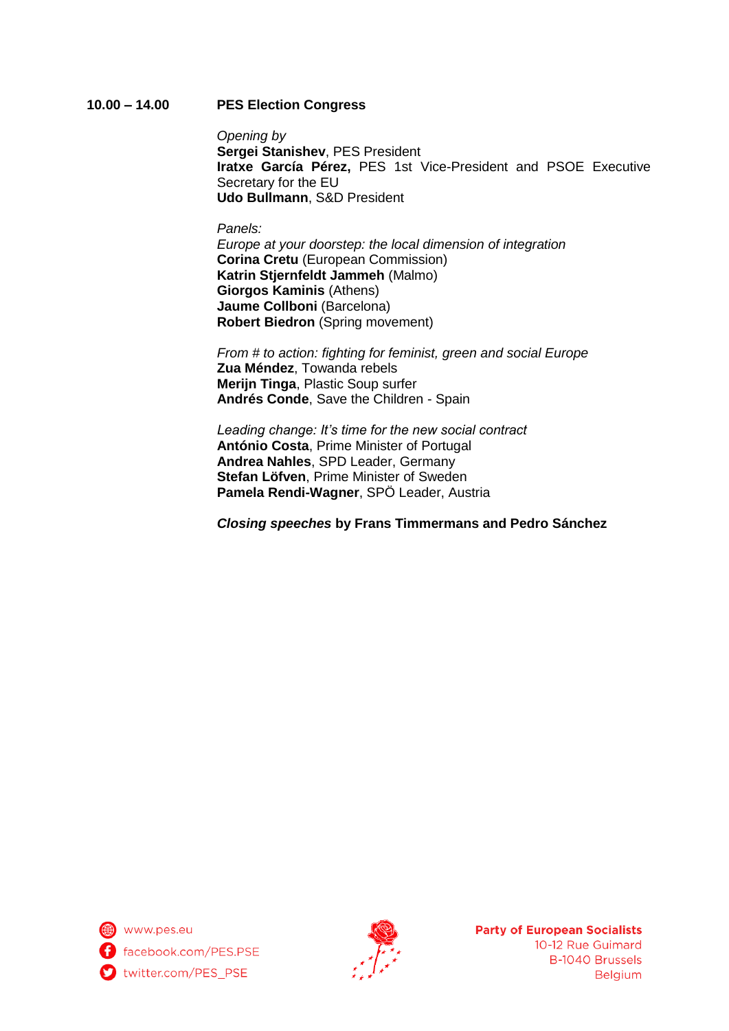**10.00 – 14.00** **PES Election Congress**

*Opening by*
**Sergei Stanishev**, PES President
**Iratxe García Pérez,** PES 1st Vice-President and PSOE Executive Secretary for the EU
**Udo Bullmann**, S&D President

*Panels:*
*Europe at your doorstep: the local dimension of integration*
**Corina Cretu** (European Commission)
**Katrin Stjernfeldt Jammeh** (Malmo)
**Giorgos Kaminis** (Athens)
**Jaume Collboni** (Barcelona)
**Robert Biedron** (Spring movement)

*From # to action: fighting for feminist, green and social Europe*
**Zua Méndez**, Towanda rebels
**Merijn Tinga**, Plastic Soup surfer
**Andrés Conde**, Save the Children - Spain

*Leading change: It's time for the new social contract*
**António Costa**, Prime Minister of Portugal
**Andrea Nahles**, SPD Leader, Germany
**Stefan Löfven**, Prime Minister of Sweden
**Pamela Rendi-Wagner**, SPÖ Leader, Austria

***Closing speeches* by Frans Timmermans and Pedro Sánchez**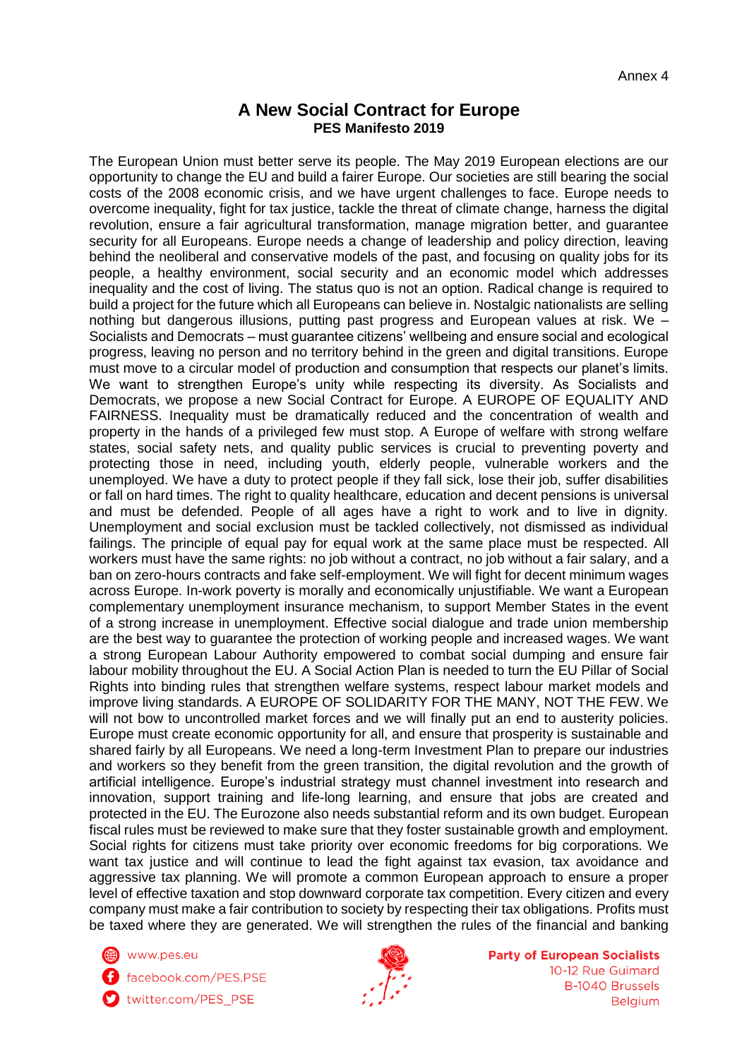Annex 4

## A New Social Contract for Europe

**PES Manifesto 2019**

The European Union must better serve its people. The May 2019 European elections are our opportunity to change the EU and build a fairer Europe. Our societies are still bearing the social costs of the 2008 economic crisis, and we have urgent challenges to face. Europe needs to overcome inequality, fight for tax justice, tackle the threat of climate change, harness the digital revolution, ensure a fair agricultural transformation, manage migration better, and guarantee security for all Europeans. Europe needs a change of leadership and policy direction, leaving behind the neoliberal and conservative models of the past, and focusing on quality jobs for its people, a healthy environment, social security and an economic model which addresses inequality and the cost of living. The status quo is not an option. Radical change is required to build a project for the future which all Europeans can believe in. Nostalgic nationalists are selling nothing but dangerous illusions, putting past progress and European values at risk. We – Socialists and Democrats – must guarantee citizens' wellbeing and ensure social and ecological progress, leaving no person and no territory behind in the green and digital transitions. Europe must move to a circular model of production and consumption that respects our planet's limits. We want to strengthen Europe's unity while respecting its diversity. As Socialists and Democrats, we propose a new Social Contract for Europe. A EUROPE OF EQUALITY AND FAIRNESS. Inequality must be dramatically reduced and the concentration of wealth and property in the hands of a privileged few must stop. A Europe of welfare with strong welfare states, social safety nets, and quality public services is crucial to preventing poverty and protecting those in need, including youth, elderly people, vulnerable workers and the unemployed. We have a duty to protect people if they fall sick, lose their job, suffer disabilities or fall on hard times. The right to quality healthcare, education and decent pensions is universal and must be defended. People of all ages have a right to work and to live in dignity. Unemployment and social exclusion must be tackled collectively, not dismissed as individual failings. The principle of equal pay for equal work at the same place must be respected. All workers must have the same rights: no job without a contract, no job without a fair salary, and a ban on zero-hours contracts and fake self-employment. We will fight for decent minimum wages across Europe. In-work poverty is morally and economically unjustifiable. We want a European complementary unemployment insurance mechanism, to support Member States in the event of a strong increase in unemployment. Effective social dialogue and trade union membership are the best way to guarantee the protection of working people and increased wages. We want a strong European Labour Authority empowered to combat social dumping and ensure fair labour mobility throughout the EU. A Social Action Plan is needed to turn the EU Pillar of Social Rights into binding rules that strengthen welfare systems, respect labour market models and improve living standards. A EUROPE OF SOLIDARITY FOR THE MANY, NOT THE FEW. We will not bow to uncontrolled market forces and we will finally put an end to austerity policies. Europe must create economic opportunity for all, and ensure that prosperity is sustainable and shared fairly by all Europeans. We need a long-term Investment Plan to prepare our industries and workers so they benefit from the green transition, the digital revolution and the growth of artificial intelligence. Europe's industrial strategy must channel investment into research and innovation, support training and life-long learning, and ensure that jobs are created and protected in the EU. The Eurozone also needs substantial reform and its own budget. European fiscal rules must be reviewed to make sure that they foster sustainable growth and employment. Social rights for citizens must take priority over economic freedoms for big corporations. We want tax justice and will continue to lead the fight against tax evasion, tax avoidance and aggressive tax planning. We will promote a common European approach to ensure a proper level of effective taxation and stop downward corporate tax competition. Every citizen and every company must make a fair contribution to society by respecting their tax obligations. Profits must be taxed where they are generated. We will strengthen the rules of the financial and banking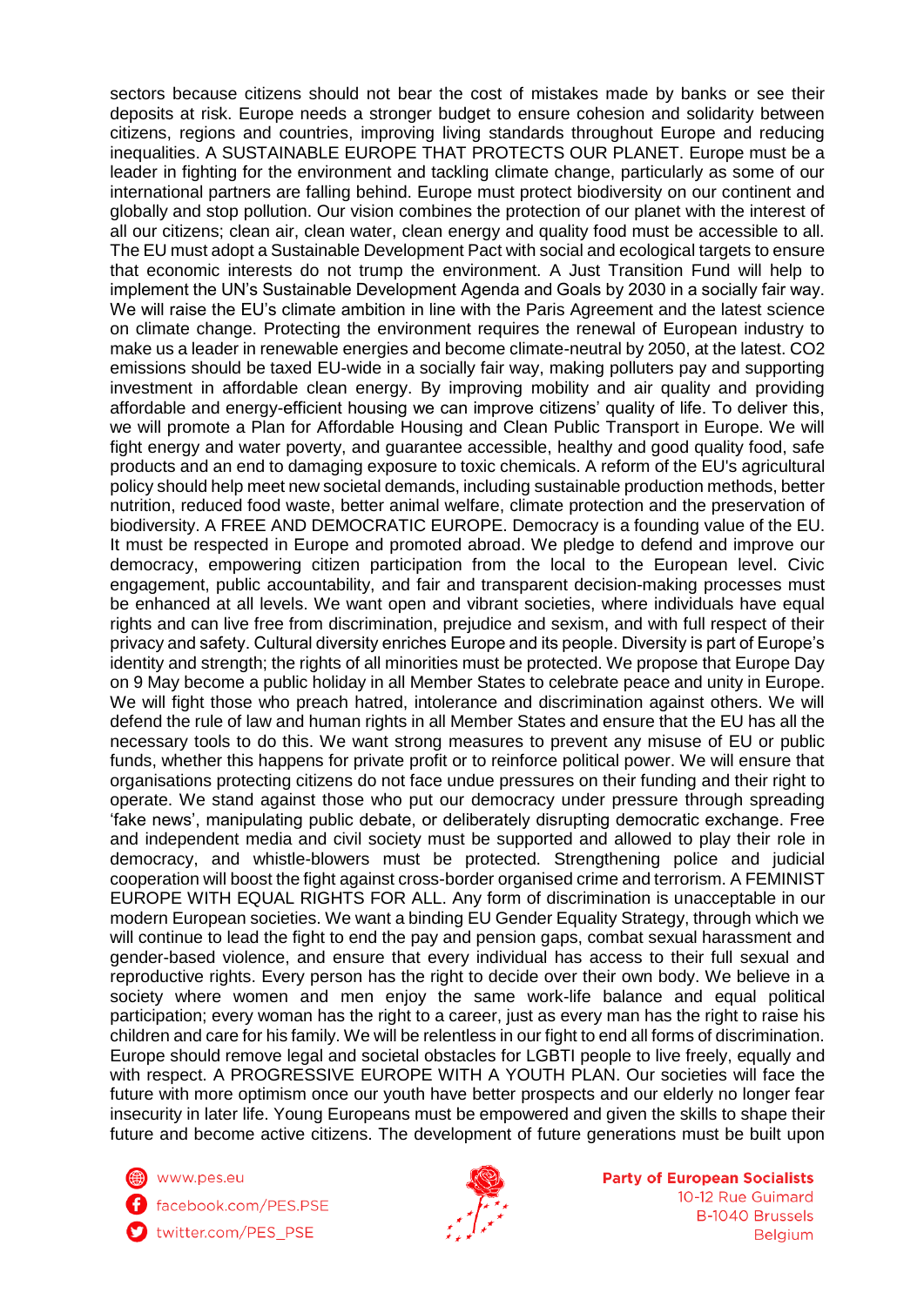sectors because citizens should not bear the cost of mistakes made by banks or see their deposits at risk. Europe needs a stronger budget to ensure cohesion and solidarity between citizens, regions and countries, improving living standards throughout Europe and reducing inequalities. A SUSTAINABLE EUROPE THAT PROTECTS OUR PLANET. Europe must be a leader in fighting for the environment and tackling climate change, particularly as some of our international partners are falling behind. Europe must protect biodiversity on our continent and globally and stop pollution. Our vision combines the protection of our planet with the interest of all our citizens; clean air, clean water, clean energy and quality food must be accessible to all. The EU must adopt a Sustainable Development Pact with social and ecological targets to ensure that economic interests do not trump the environment. A Just Transition Fund will help to implement the UN's Sustainable Development Agenda and Goals by 2030 in a socially fair way. We will raise the EU's climate ambition in line with the Paris Agreement and the latest science on climate change. Protecting the environment requires the renewal of European industry to make us a leader in renewable energies and become climate-neutral by 2050, at the latest. $CO_2$ emissions should be taxed EU-wide in a socially fair way, making polluters pay and supporting investment in affordable clean energy. By improving mobility and air quality and providing affordable and energy-efficient housing we can improve citizens' quality of life. To deliver this, we will promote a Plan for Affordable Housing and Clean Public Transport in Europe. We will fight energy and water poverty, and guarantee accessible, healthy and good quality food, safe products and an end to damaging exposure to toxic chemicals. A reform of the EU's agricultural policy should help meet new societal demands, including sustainable production methods, better nutrition, reduced food waste, better animal welfare, climate protection and the preservation of biodiversity. A FREE AND DEMOCRATIC EUROPE. Democracy is a founding value of the EU. It must be respected in Europe and promoted abroad. We pledge to defend and improve our democracy, empowering citizen participation from the local to the European level. Civic engagement, public accountability, and fair and transparent decision-making processes must be enhanced at all levels. We want open and vibrant societies, where individuals have equal rights and can live free from discrimination, prejudice and sexism, and with full respect of their privacy and safety. Cultural diversity enriches Europe and its people. Diversity is part of Europe's identity and strength; the rights of all minorities must be protected. We propose that Europe Day on 9 May become a public holiday in all Member States to celebrate peace and unity in Europe. We will fight those who preach hatred, intolerance and discrimination against others. We will defend the rule of law and human rights in all Member States and ensure that the EU has all the necessary tools to do this. We want strong measures to prevent any misuse of EU or public funds, whether this happens for private profit or to reinforce political power. We will ensure that organisations protecting citizens do not face undue pressures on their funding and their right to operate. We stand against those who put our democracy under pressure through spreading 'fake news', manipulating public debate, or deliberately disrupting democratic exchange. Free and independent media and civil society must be supported and allowed to play their role in democracy, and whistle-blowers must be protected. Strengthening police and judicial cooperation will boost the fight against cross-border organised crime and terrorism. A FEMINIST EUROPE WITH EQUAL RIGHTS FOR ALL. Any form of discrimination is unacceptable in our modern European societies. We want a binding EU Gender Equality Strategy, through which we will continue to lead the fight to end the pay and pension gaps, combat sexual harassment and gender-based violence, and ensure that every individual has access to their full sexual and reproductive rights. Every person has the right to decide over their own body. We believe in a society where women and men enjoy the same work-life balance and equal political participation; every woman has the right to a career, just as every man has the right to raise his children and care for his family. We will be relentless in our fight to end all forms of discrimination. Europe should remove legal and societal obstacles for LGBTI people to live freely, equally and with respect. A PROGRESSIVE EUROPE WITH A YOUTH PLAN. Our societies will face the future with more optimism once our youth have better prospects and our elderly no longer fear insecurity in later life. Young Europeans must be empowered and given the skills to shape their future and become active citizens. The development of future generations must be built upon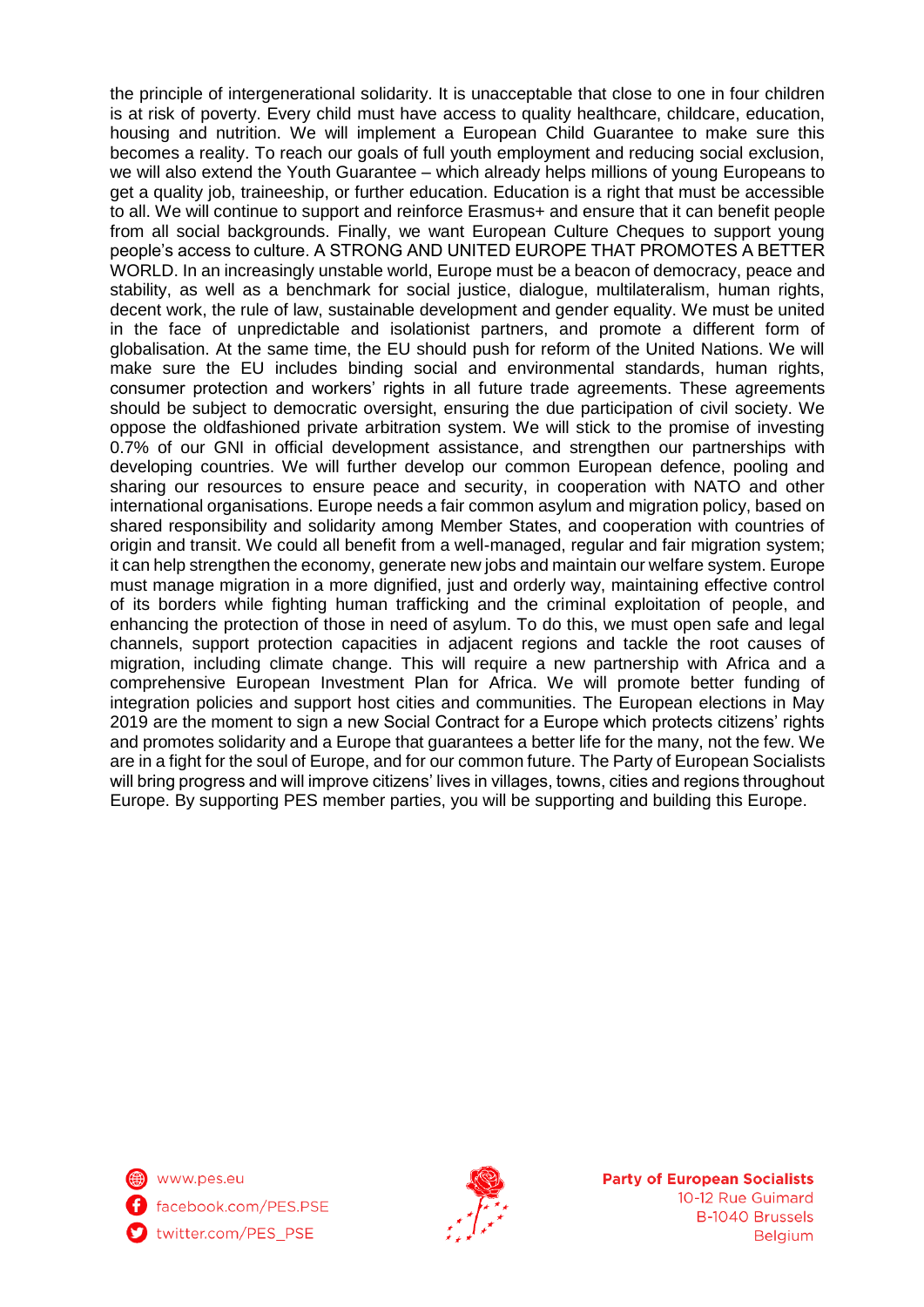the principle of intergenerational solidarity. It is unacceptable that close to one in four children is at risk of poverty. Every child must have access to quality healthcare, childcare, education, housing and nutrition. We will implement a European Child Guarantee to make sure this becomes a reality. To reach our goals of full youth employment and reducing social exclusion, we will also extend the Youth Guarantee – which already helps millions of young Europeans to get a quality job, traineeship, or further education. Education is a right that must be accessible to all. We will continue to support and reinforce Erasmus+ and ensure that it can benefit people from all social backgrounds. Finally, we want European Culture Cheques to support young people's access to culture. A STRONG AND UNITED EUROPE THAT PROMOTES A BETTER WORLD. In an increasingly unstable world, Europe must be a beacon of democracy, peace and stability, as well as a benchmark for social justice, dialogue, multilateralism, human rights, decent work, the rule of law, sustainable development and gender equality. We must be united in the face of unpredictable and isolationist partners, and promote a different form of globalisation. At the same time, the EU should push for reform of the United Nations. We will make sure the EU includes binding social and environmental standards, human rights, consumer protection and workers' rights in all future trade agreements. These agreements should be subject to democratic oversight, ensuring the due participation of civil society. We oppose the oldfashioned private arbitration system. We will stick to the promise of investing 0.7% of our GNI in official development assistance, and strengthen our partnerships with developing countries. We will further develop our common European defence, pooling and sharing our resources to ensure peace and security, in cooperation with NATO and other international organisations. Europe needs a fair common asylum and migration policy, based on shared responsibility and solidarity among Member States, and cooperation with countries of origin and transit. We could all benefit from a well-managed, regular and fair migration system; it can help strengthen the economy, generate new jobs and maintain our welfare system. Europe must manage migration in a more dignified, just and orderly way, maintaining effective control of its borders while fighting human trafficking and the criminal exploitation of people, and enhancing the protection of those in need of asylum. To do this, we must open safe and legal channels, support protection capacities in adjacent regions and tackle the root causes of migration, including climate change. This will require a new partnership with Africa and a comprehensive European Investment Plan for Africa. We will promote better funding of integration policies and support host cities and communities. The European elections in May 2019 are the moment to sign a new Social Contract for a Europe which protects citizens' rights and promotes solidarity and a Europe that guarantees a better life for the many, not the few. We are in a fight for the soul of Europe, and for our common future. The Party of European Socialists will bring progress and will improve citizens' lives in villages, towns, cities and regions throughout Europe. By supporting PES member parties, you will be supporting and building this Europe.